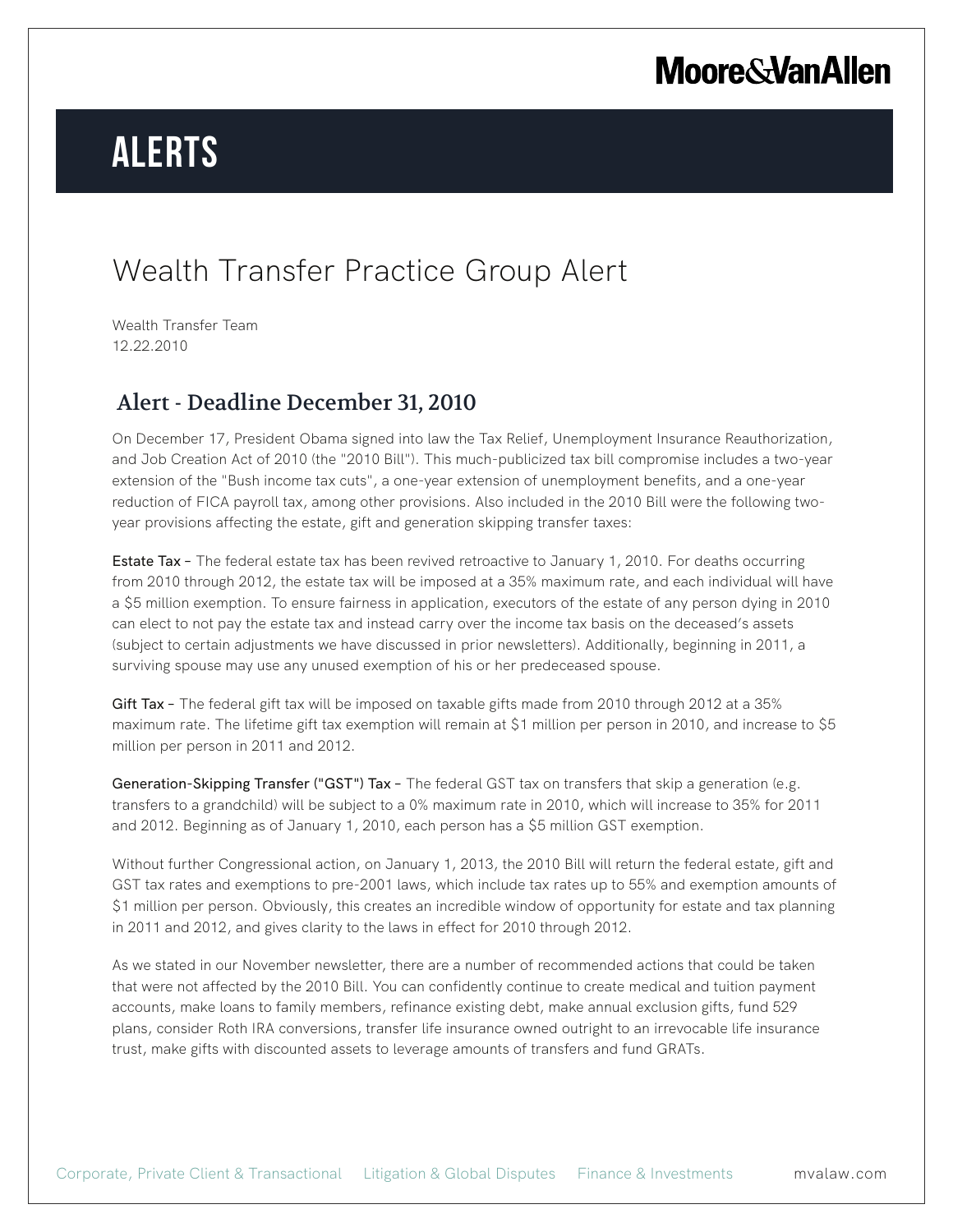# ALERTS

## Wealth Transfer Practice Group Alert

Wealth Transfer Team
12.22.2010

### Alert - Deadline December 31, 2010

On December 17, President Obama signed into law the Tax Relief, Unemployment Insurance Reauthorization, and Job Creation Act of 2010 (the "2010 Bill"). This much-publicized tax bill compromise includes a two-year extension of the "Bush income tax cuts", a one-year extension of unemployment benefits, and a one-year reduction of FICA payroll tax, among other provisions. Also included in the 2010 Bill were the following two-year provisions affecting the estate, gift and generation skipping transfer taxes:

**Estate Tax** – The federal estate tax has been revived retroactive to January 1, 2010. For deaths occurring from 2010 through 2012, the estate tax will be imposed at a 35% maximum rate, and each individual will have a $5 million exemption. To ensure fairness in application, executors of the estate of any person dying in 2010 can elect to not pay the estate tax and instead carry over the income tax basis on the deceased's assets (subject to certain adjustments we have discussed in prior newsletters). Additionally, beginning in 2011, a surviving spouse may use any unused exemption of his or her predeceased spouse.

**Gift Tax** – The federal gift tax will be imposed on taxable gifts made from 2010 through 2012 at a 35% maximum rate. The lifetime gift tax exemption will remain at $1 million per person in 2010, and increase to $5 million per person in 2011 and 2012.

**Generation-Skipping Transfer ("GST") Tax** – The federal GST tax on transfers that skip a generation (e.g. transfers to a grandchild) will be subject to a 0% maximum rate in 2010, which will increase to 35% for 2011 and 2012. Beginning as of January 1, 2010, each person has a $5 million GST exemption.

Without further Congressional action, on January 1, 2013, the 2010 Bill will return the federal estate, gift and GST tax rates and exemptions to pre-2001 laws, which include tax rates up to 55% and exemption amounts of $1 million per person. Obviously, this creates an incredible window of opportunity for estate and tax planning in 2011 and 2012, and gives clarity to the laws in effect for 2010 through 2012.

As we stated in our November newsletter, there are a number of recommended actions that could be taken that were not affected by the 2010 Bill. You can confidently continue to create medical and tuition payment accounts, make loans to family members, refinance existing debt, make annual exclusion gifts, fund 529 plans, consider Roth IRA conversions, transfer life insurance owned outright to an irrevocable life insurance trust, make gifts with discounted assets to leverage amounts of transfers and fund GRATs.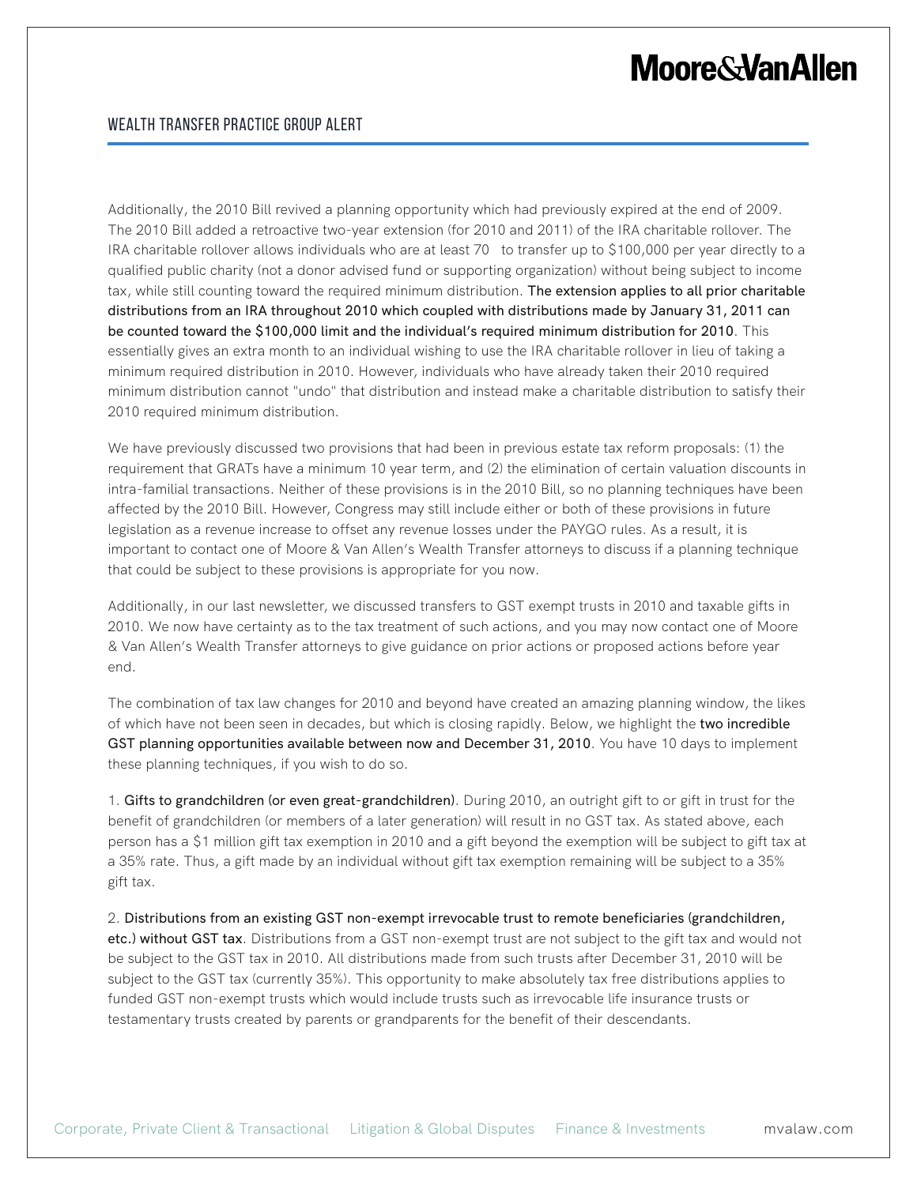Additionally, the 2010 Bill revived a planning opportunity which had previously expired at the end of 2009. The 2010 Bill added a retroactive two-year extension (for 2010 and 2011) of the IRA charitable rollover. The IRA charitable rollover allows individuals who are at least 70  to transfer up to $100,000 per year directly to a qualified public charity (not a donor advised fund or supporting organization) without being subject to income tax, while still counting toward the required minimum distribution. **The extension applies to all prior charitable distributions from an IRA throughout 2010 which coupled with distributions made by January 31, 2011 can be counted toward the $100,000 limit and the individual's required minimum distribution for 2010**. This essentially gives an extra month to an individual wishing to use the IRA charitable rollover in lieu of taking a minimum required distribution in 2010. However, individuals who have already taken their 2010 required minimum distribution cannot "undo" that distribution and instead make a charitable distribution to satisfy their 2010 required minimum distribution.

We have previously discussed two provisions that had been in previous estate tax reform proposals: (1) the requirement that GRATs have a minimum 10 year term, and (2) the elimination of certain valuation discounts in intra-familial transactions. Neither of these provisions is in the 2010 Bill, so no planning techniques have been affected by the 2010 Bill. However, Congress may still include either or both of these provisions in future legislation as a revenue increase to offset any revenue losses under the PAYGO rules. As a result, it is important to contact one of Moore & Van Allen's Wealth Transfer attorneys to discuss if a planning technique that could be subject to these provisions is appropriate for you now.

Additionally, in our last newsletter, we discussed transfers to GST exempt trusts in 2010 and taxable gifts in 2010. We now have certainty as to the tax treatment of such actions, and you may now contact one of Moore & Van Allen's Wealth Transfer attorneys to give guidance on prior actions or proposed actions before year end.

The combination of tax law changes for 2010 and beyond have created an amazing planning window, the likes of which have not been seen in decades, but which is closing rapidly. Below, we highlight the **two incredible GST planning opportunities available between now and December 31, 2010**. You have 10 days to implement these planning techniques, if you wish to do so.

1. **Gifts to grandchildren (or even great-grandchildren)**. During 2010, an outright gift to or gift in trust for the benefit of grandchildren (or members of a later generation) will result in no GST tax. As stated above, each person has a $1 million gift tax exemption in 2010 and a gift beyond the exemption will be subject to gift tax at a 35% rate. Thus, a gift made by an individual without gift tax exemption remaining will be subject to a 35% gift tax.

2. **Distributions from an existing GST non-exempt irrevocable trust to remote beneficiaries (grandchildren, etc.) without GST tax**. Distributions from a GST non-exempt trust are not subject to the gift tax and would not be subject to the GST tax in 2010. All distributions made from such trusts after December 31, 2010 will be subject to the GST tax (currently 35%). This opportunity to make absolutely tax free distributions applies to funded GST non-exempt trusts which would include trusts such as irrevocable life insurance trusts or testamentary trusts created by parents or grandparents for the benefit of their descendants.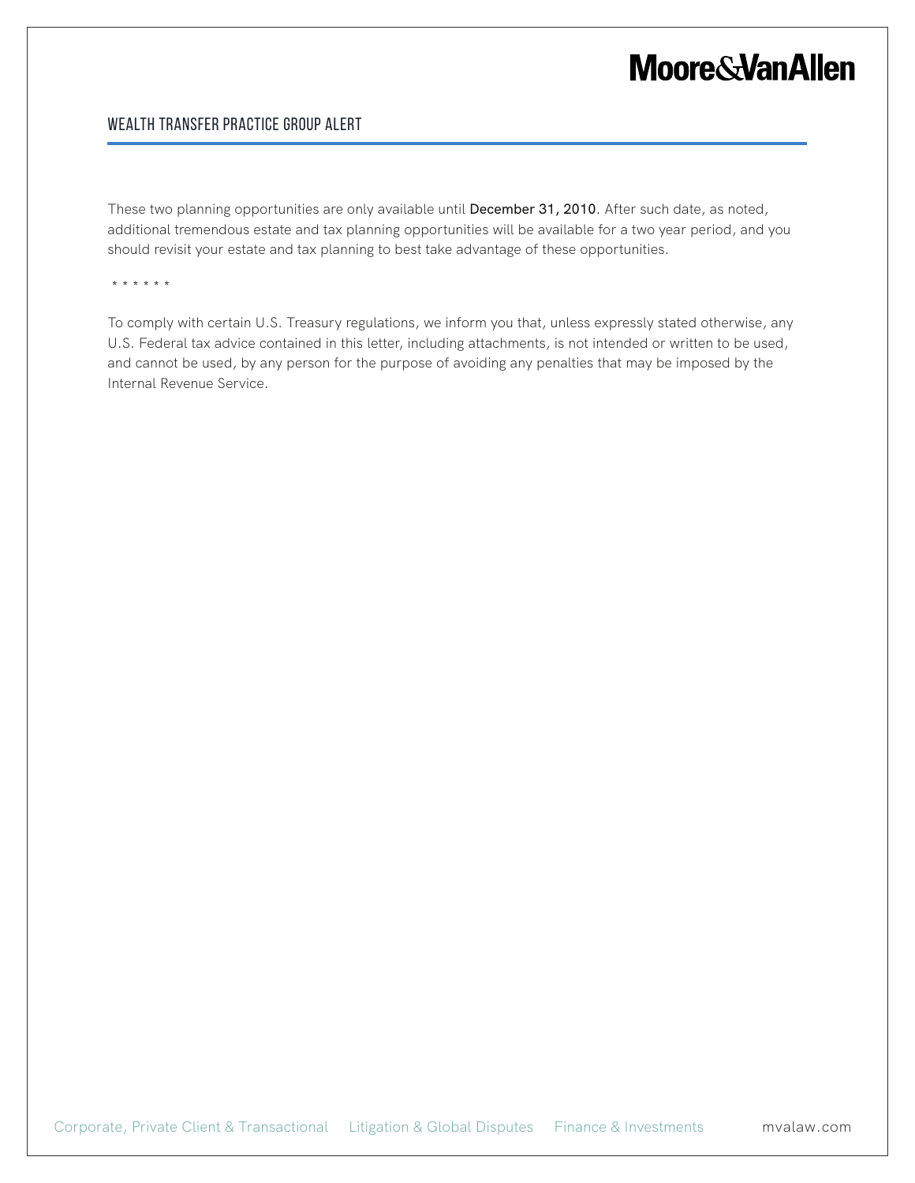These two planning opportunities are only available until **December 31, 2010**. After such date, as noted, additional tremendous estate and tax planning opportunities will be available for a two year period, and you should revisit your estate and tax planning to best take advantage of these opportunities.

\* \* \* \* \* \*

To comply with certain U.S. Treasury regulations, we inform you that, unless expressly stated otherwise, any U.S. Federal tax advice contained in this letter, including attachments, is not intended or written to be used, and cannot be used, by any person for the purpose of avoiding any penalties that may be imposed by the Internal Revenue Service.